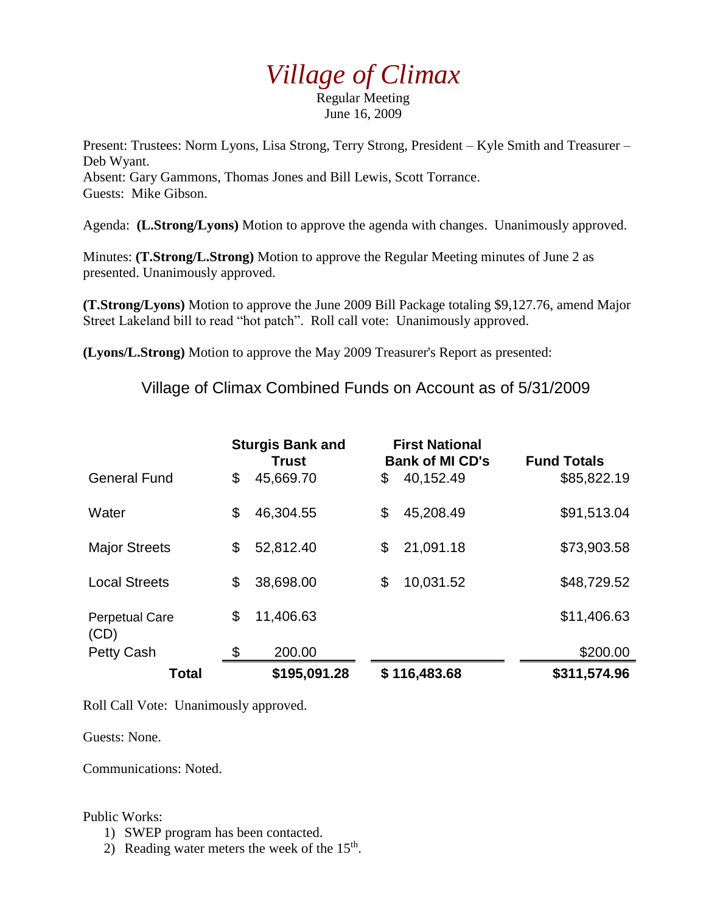# *Village of Climax*

Regular Meeting
June 16, 2009

Present: Trustees: Norm Lyons, Lisa Strong, Terry Strong, President – Kyle Smith and Treasurer – Deb Wyant.
Absent: Gary Gammons, Thomas Jones and Bill Lewis, Scott Torrance.
Guests: Mike Gibson.

Agenda: **(L.Strong/Lyons)** Motion to approve the agenda with changes. Unanimously approved.

Minutes: **(T.Strong/L.Strong)** Motion to approve the Regular Meeting minutes of June 2 as presented. Unanimously approved.

**(T.Strong/Lyons)** Motion to approve the June 2009 Bill Package totaling $9,127.76, amend Major Street Lakeland bill to read "hot patch". Roll call vote: Unanimously approved.

**(Lyons/L.Strong)** Motion to approve the May 2009 Treasurer's Report as presented:

Village of Climax Combined Funds on Account as of 5/31/2009

| | Sturgis Bank and Trust | First National Bank of MI CD's | Fund Totals |
|---|---|---|---|
| General Fund | $ 45,669.70 | $ 40,152.49 | $85,822.19 |
| Water | $ 46,304.55 | $ 45,208.49 | $91,513.04 |
| Major Streets | $ 52,812.40 | $ 21,091.18 | $73,903.58 |
| Local Streets | $ 38,698.00 | $ 10,031.52 | $48,729.52 |
| Perpetual Care (CD) | $ 11,406.63 | | $11,406.63 |
| Petty Cash | $ 200.00 | | $200.00 |
| **Total** | **$195,091.28** | **$ 116,483.68** | **$311,574.96** |

Roll Call Vote: Unanimously approved.

Guests: None.

Communications: Noted.

Public Works:

1) SWEP program has been contacted.
2) Reading water meters the week of the 15th.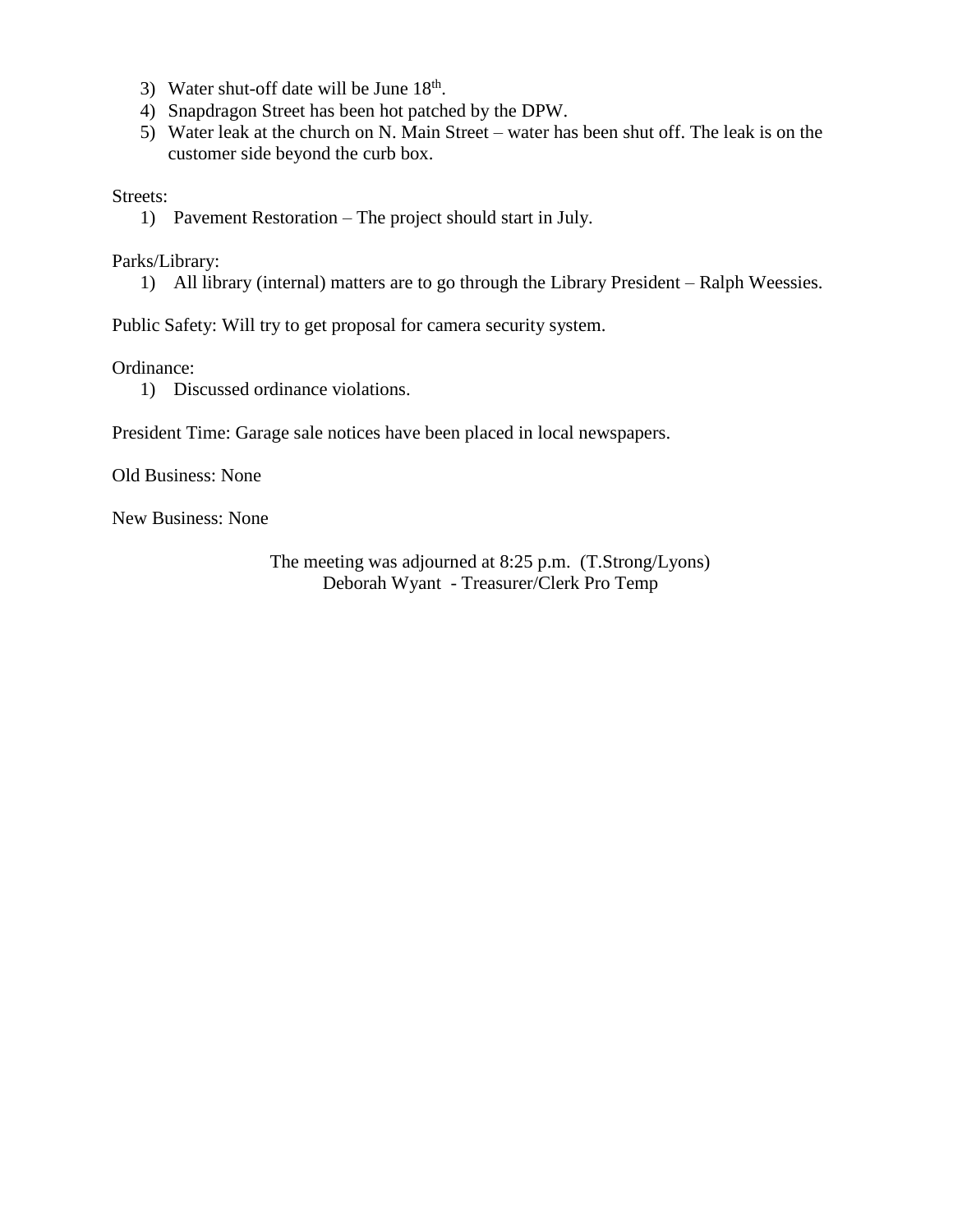3) Water shut-off date will be June 18th.
4) Snapdragon Street has been hot patched by the DPW.
5) Water leak at the church on N. Main Street – water has been shut off. The leak is on the customer side beyond the curb box.

Streets:

1) Pavement Restoration – The project should start in July.

Parks/Library:

1) All library (internal) matters are to go through the Library President – Ralph Weessies.

Public Safety: Will try to get proposal for camera security system.

Ordinance:

1) Discussed ordinance violations.

President Time: Garage sale notices have been placed in local newspapers.

Old Business: None

New Business: None

The meeting was adjourned at 8:25 p.m. (T.Strong/Lyons)
Deborah Wyant - Treasurer/Clerk Pro Temp